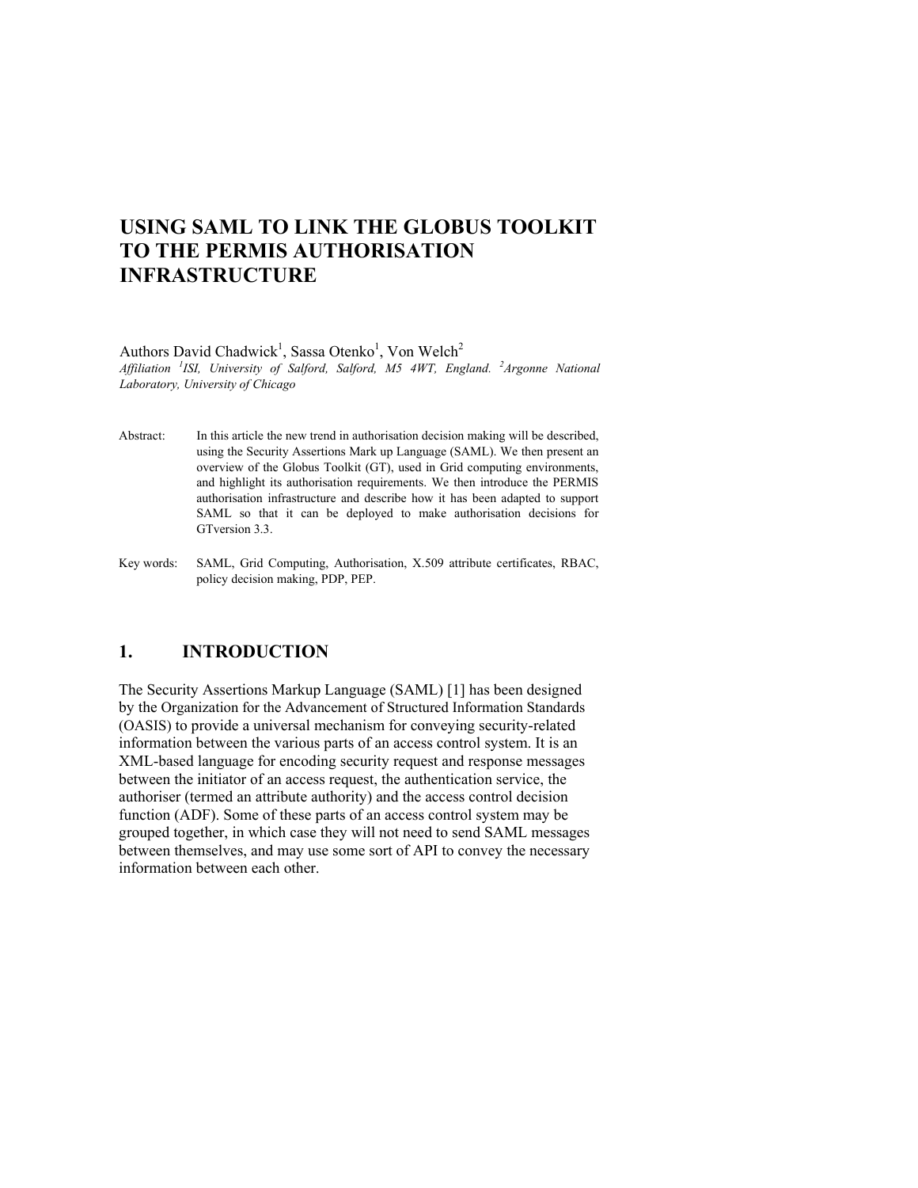# USING SAML TO LINK THE GLOBUS TOOLKIT TO THE PERMIS AUTHORISATION INFRASTRUCTURE

Authors David Chadwick[1], Sassa Otenko[1], Von Welch[2]

*Affiliation [1]ISI, University of Salford, Salford, M5 4WT, England. [2]Argonne National Laboratory, University of Chicago*

Abstract: In this article the new trend in authorisation decision making will be described, using the Security Assertions Mark up Language (SAML). We then present an overview of the Globus Toolkit (GT), used in Grid computing environments, and highlight its authorisation requirements. We then introduce the PERMIS authorisation infrastructure and describe how it has been adapted to support SAML so that it can be deployed to make authorisation decisions for GTversion 3.3.

Key words: SAML, Grid Computing, Authorisation, X.509 attribute certificates, RBAC, policy decision making, PDP, PEP.

## 1. INTRODUCTION

The Security Assertions Markup Language (SAML) [1] has been designed by the Organization for the Advancement of Structured Information Standards (OASIS) to provide a universal mechanism for conveying security-related information between the various parts of an access control system. It is an XML-based language for encoding security request and response messages between the initiator of an access request, the authentication service, the authoriser (termed an attribute authority) and the access control decision function (ADF). Some of these parts of an access control system may be grouped together, in which case they will not need to send SAML messages between themselves, and may use some sort of API to convey the necessary information between each other.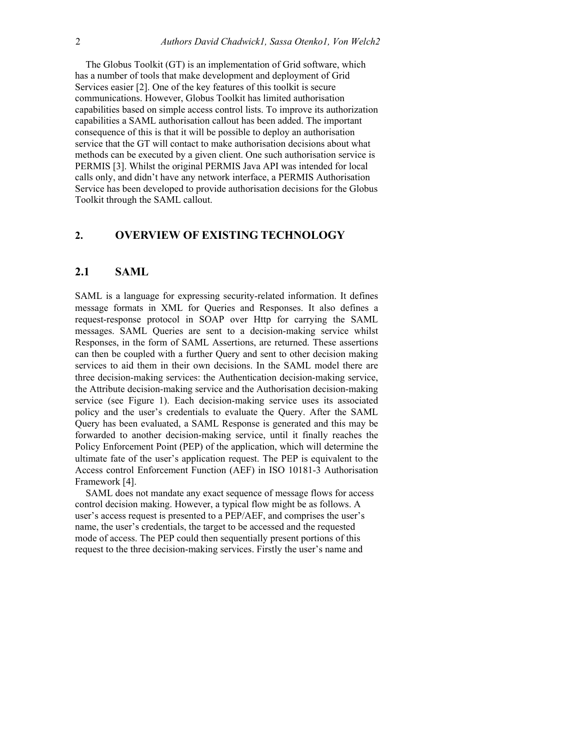The Globus Toolkit (GT) is an implementation of Grid software, which has a number of tools that make development and deployment of Grid Services easier [2]. One of the key features of this toolkit is secure communications. However, Globus Toolkit has limited authorisation capabilities based on simple access control lists. To improve its authorization capabilities a SAML authorisation callout has been added. The important consequence of this is that it will be possible to deploy an authorisation service that the GT will contact to make authorisation decisions about what methods can be executed by a given client. One such authorisation service is PERMIS [3]. Whilst the original PERMIS Java API was intended for local calls only, and didn't have any network interface, a PERMIS Authorisation Service has been developed to provide authorisation decisions for the Globus Toolkit through the SAML callout.

## 2. OVERVIEW OF EXISTING TECHNOLOGY

### 2.1 SAML

SAML is a language for expressing security-related information. It defines message formats in XML for Queries and Responses. It also defines a request-response protocol in SOAP over Http for carrying the SAML messages. SAML Queries are sent to a decision-making service whilst Responses, in the form of SAML Assertions, are returned. These assertions can then be coupled with a further Query and sent to other decision making services to aid them in their own decisions. In the SAML model there are three decision-making services: the Authentication decision-making service, the Attribute decision-making service and the Authorisation decision-making service (see Figure 1). Each decision-making service uses its associated policy and the user's credentials to evaluate the Query. After the SAML Query has been evaluated, a SAML Response is generated and this may be forwarded to another decision-making service, until it finally reaches the Policy Enforcement Point (PEP) of the application, which will determine the ultimate fate of the user's application request. The PEP is equivalent to the Access control Enforcement Function (AEF) in ISO 10181-3 Authorisation Framework [4].

SAML does not mandate any exact sequence of message flows for access control decision making. However, a typical flow might be as follows. A user's access request is presented to a PEP/AEF, and comprises the user's name, the user's credentials, the target to be accessed and the requested mode of access. The PEP could then sequentially present portions of this request to the three decision-making services. Firstly the user's name and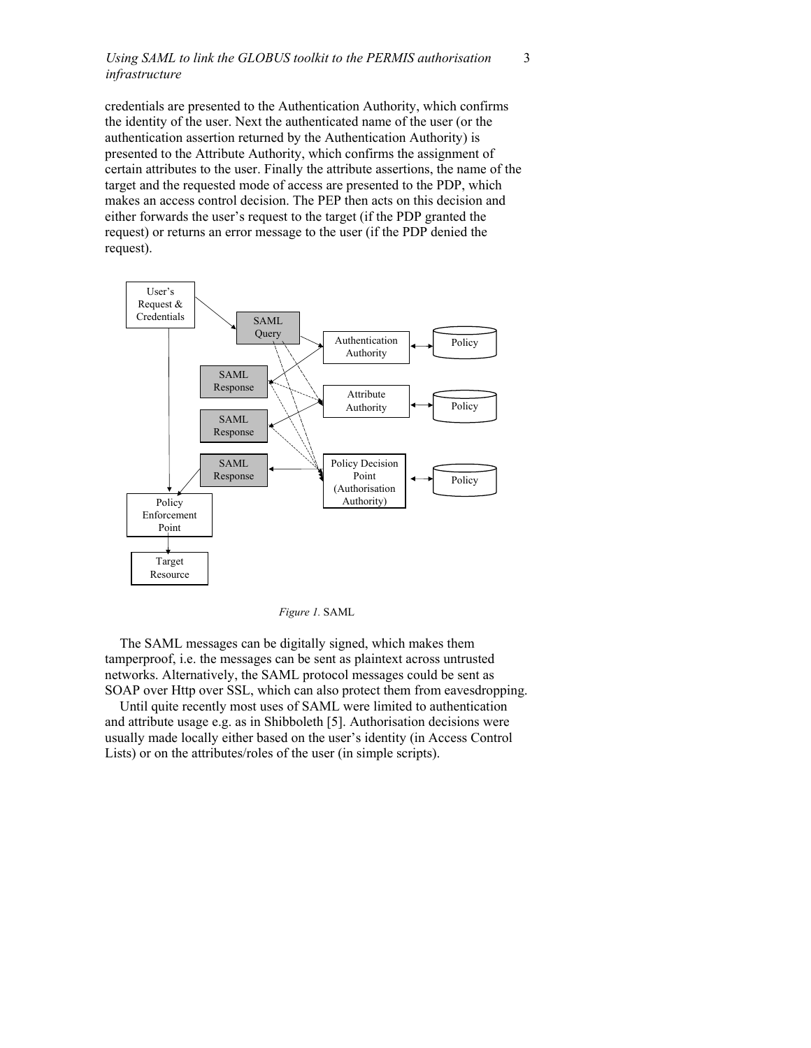credentials are presented to the Authentication Authority, which confirms the identity of the user. Next the authenticated name of the user (or the authentication assertion returned by the Authentication Authority) is presented to the Attribute Authority, which confirms the assignment of certain attributes to the user. Finally the attribute assertions, the name of the target and the requested mode of access are presented to the PDP, which makes an access control decision. The PEP then acts on this decision and either forwards the user's request to the target (if the PDP granted the request) or returns an error message to the user (if the PDP denied the request).

*Figure 1.* SAML

The SAML messages can be digitally signed, which makes them tamperproof, i.e. the messages can be sent as plaintext across untrusted networks. Alternatively, the SAML protocol messages could be sent as SOAP over Http over SSL, which can also protect them from eavesdropping.

Until quite recently most uses of SAML were limited to authentication and attribute usage e.g. as in Shibboleth [5]. Authorisation decisions were usually made locally either based on the user's identity (in Access Control Lists) or on the attributes/roles of the user (in simple scripts).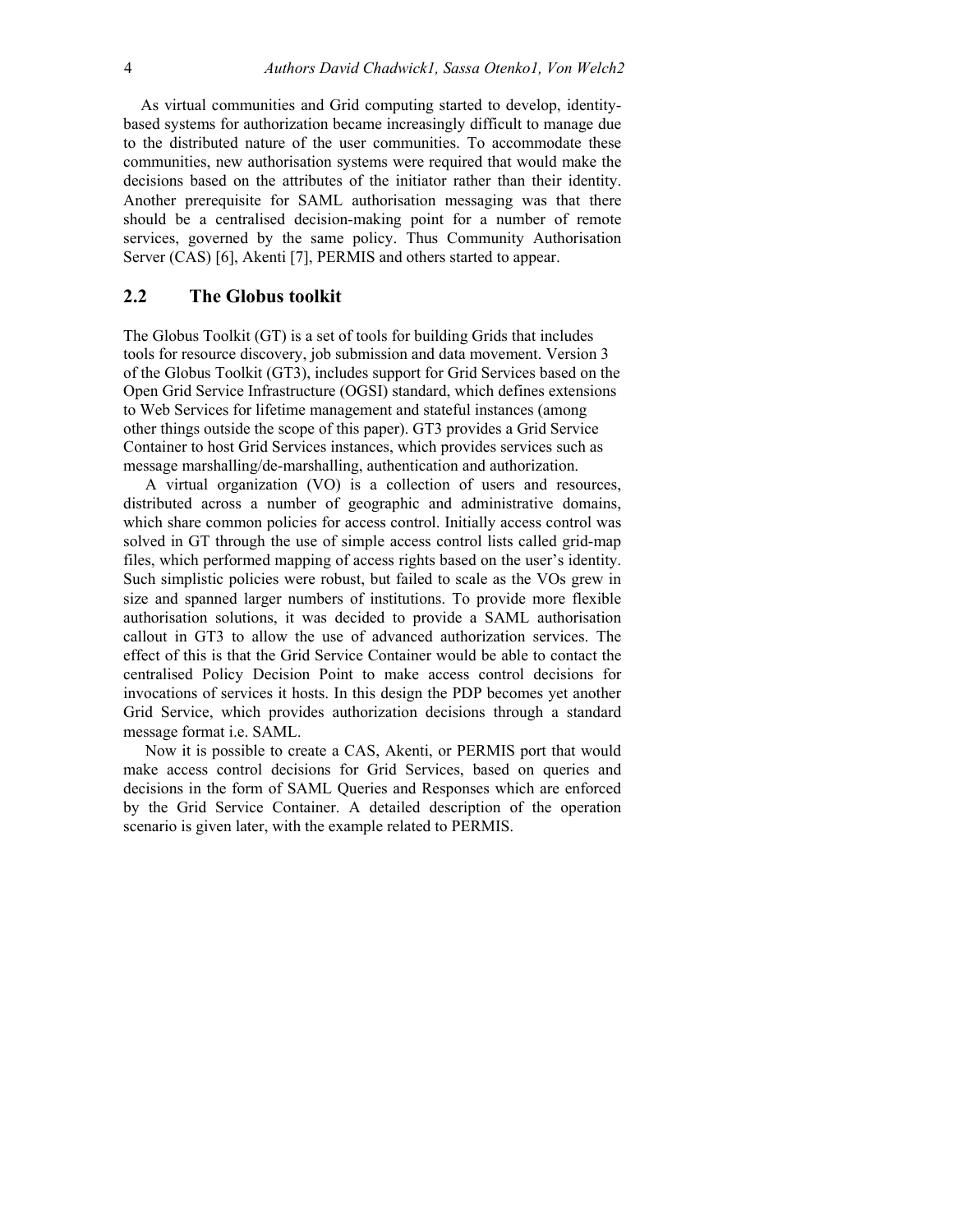As virtual communities and Grid computing started to develop, identity-based systems for authorization became increasingly difficult to manage due to the distributed nature of the user communities. To accommodate these communities, new authorisation systems were required that would make the decisions based on the attributes of the initiator rather than their identity. Another prerequisite for SAML authorisation messaging was that there should be a centralised decision-making point for a number of remote services, governed by the same policy. Thus Community Authorisation Server (CAS) [6], Akenti [7], PERMIS and others started to appear.

## 2.2 The Globus toolkit

The Globus Toolkit (GT) is a set of tools for building Grids that includes tools for resource discovery, job submission and data movement. Version 3 of the Globus Toolkit (GT3), includes support for Grid Services based on the Open Grid Service Infrastructure (OGSI) standard, which defines extensions to Web Services for lifetime management and stateful instances (among other things outside the scope of this paper). GT3 provides a Grid Service Container to host Grid Services instances, which provides services such as message marshalling/de-marshalling, authentication and authorization.

A virtual organization (VO) is a collection of users and resources, distributed across a number of geographic and administrative domains, which share common policies for access control. Initially access control was solved in GT through the use of simple access control lists called grid-map files, which performed mapping of access rights based on the user's identity. Such simplistic policies were robust, but failed to scale as the VOs grew in size and spanned larger numbers of institutions. To provide more flexible authorisation solutions, it was decided to provide a SAML authorisation callout in GT3 to allow the use of advanced authorization services. The effect of this is that the Grid Service Container would be able to contact the centralised Policy Decision Point to make access control decisions for invocations of services it hosts. In this design the PDP becomes yet another Grid Service, which provides authorization decisions through a standard message format i.e. SAML.

Now it is possible to create a CAS, Akenti, or PERMIS port that would make access control decisions for Grid Services, based on queries and decisions in the form of SAML Queries and Responses which are enforced by the Grid Service Container. A detailed description of the operation scenario is given later, with the example related to PERMIS.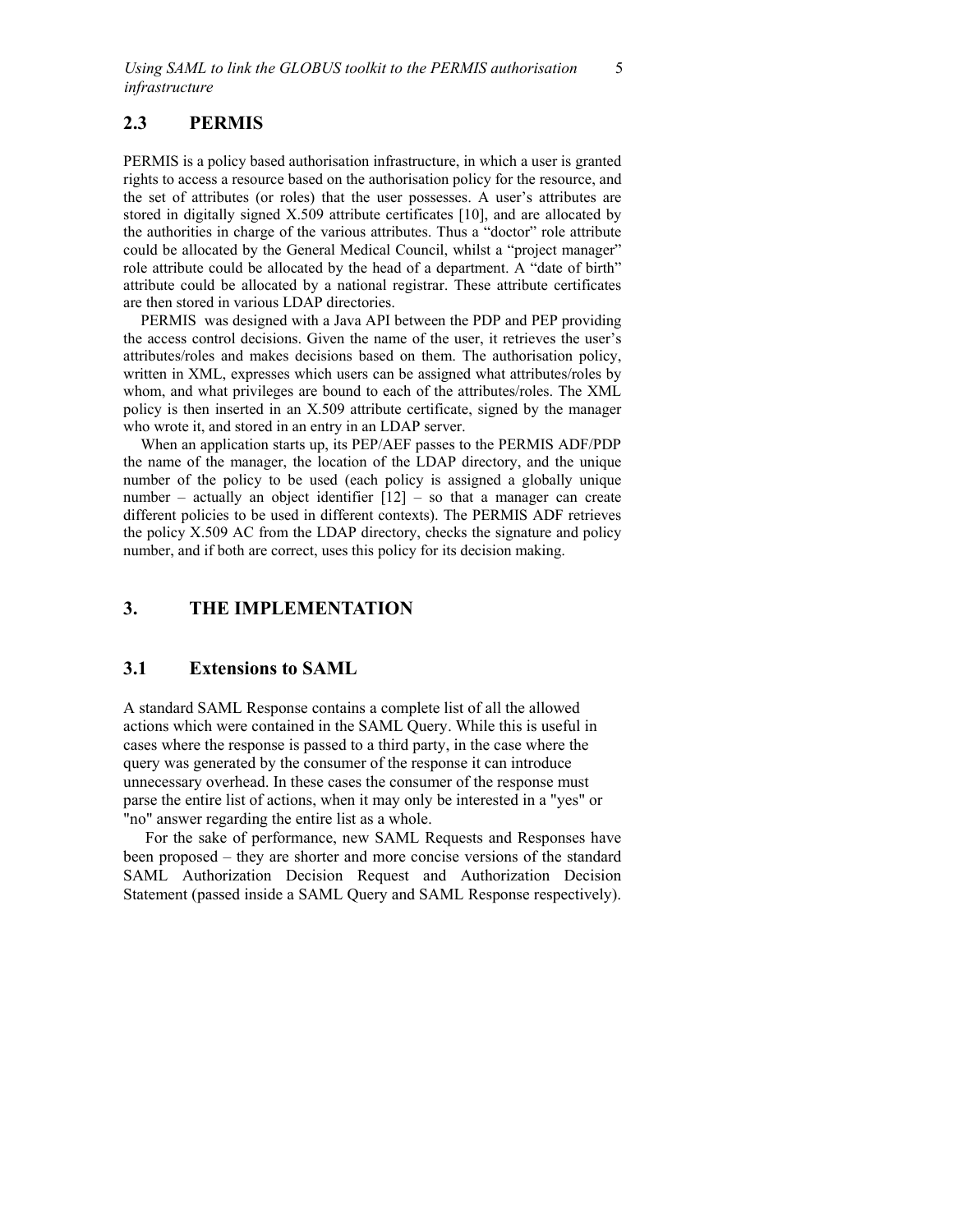## 2.3 PERMIS

PERMIS is a policy based authorisation infrastructure, in which a user is granted rights to access a resource based on the authorisation policy for the resource, and the set of attributes (or roles) that the user possesses. A user's attributes are stored in digitally signed X.509 attribute certificates [10], and are allocated by the authorities in charge of the various attributes. Thus a "doctor" role attribute could be allocated by the General Medical Council, whilst a "project manager" role attribute could be allocated by the head of a department. A "date of birth" attribute could be allocated by a national registrar. These attribute certificates are then stored in various LDAP directories.

PERMIS was designed with a Java API between the PDP and PEP providing the access control decisions. Given the name of the user, it retrieves the user's attributes/roles and makes decisions based on them. The authorisation policy, written in XML, expresses which users can be assigned what attributes/roles by whom, and what privileges are bound to each of the attributes/roles. The XML policy is then inserted in an X.509 attribute certificate, signed by the manager who wrote it, and stored in an entry in an LDAP server.

When an application starts up, its PEP/AEF passes to the PERMIS ADF/PDP the name of the manager, the location of the LDAP directory, and the unique number of the policy to be used (each policy is assigned a globally unique number – actually an object identifier [12] – so that a manager can create different policies to be used in different contexts). The PERMIS ADF retrieves the policy X.509 AC from the LDAP directory, checks the signature and policy number, and if both are correct, uses this policy for its decision making.

# 3. THE IMPLEMENTATION

## 3.1 Extensions to SAML

A standard SAML Response contains a complete list of all the allowed actions which were contained in the SAML Query. While this is useful in cases where the response is passed to a third party, in the case where the query was generated by the consumer of the response it can introduce unnecessary overhead. In these cases the consumer of the response must parse the entire list of actions, when it may only be interested in a "yes" or "no" answer regarding the entire list as a whole.

For the sake of performance, new SAML Requests and Responses have been proposed – they are shorter and more concise versions of the standard SAML Authorization Decision Request and Authorization Decision Statement (passed inside a SAML Query and SAML Response respectively).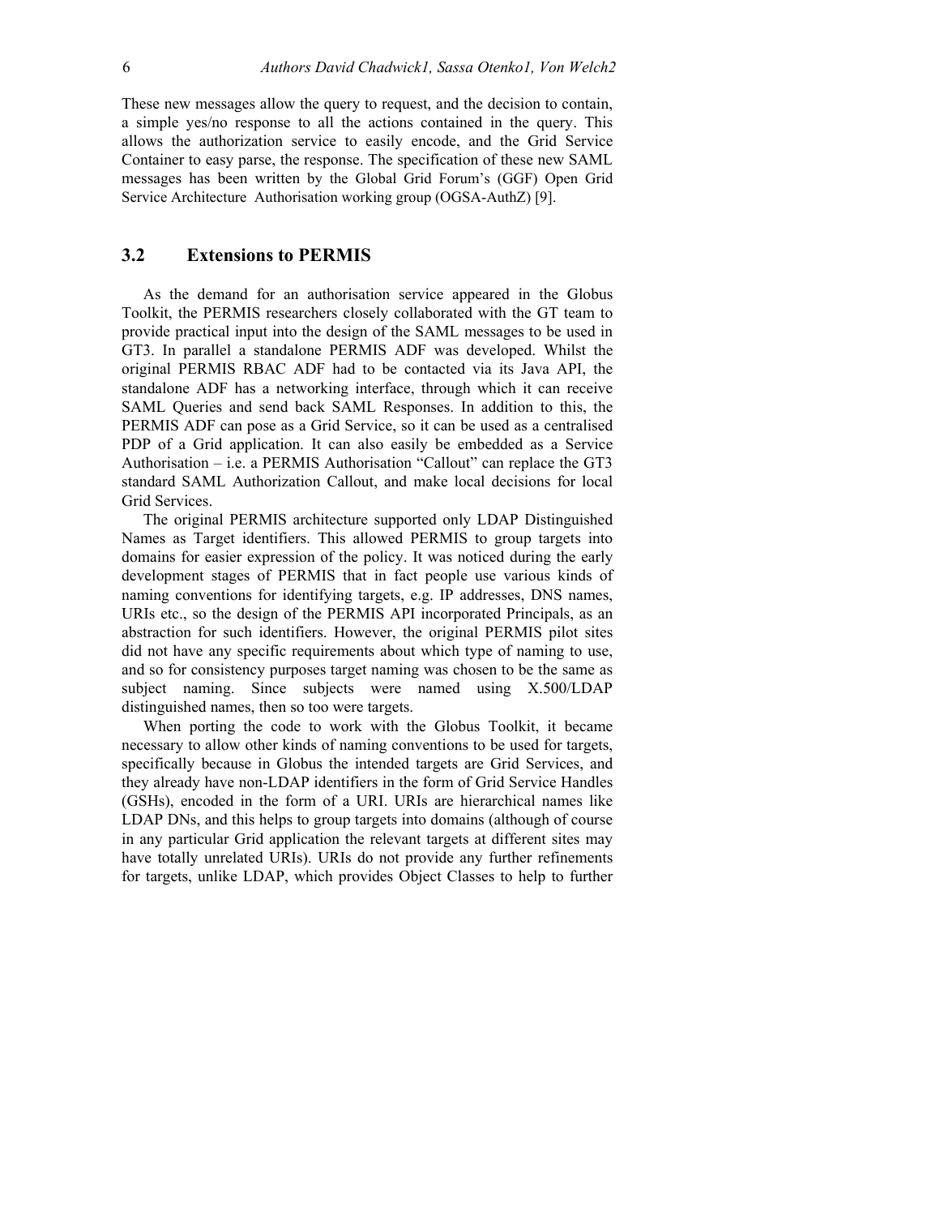These new messages allow the query to request, and the decision to contain, a simple yes/no response to all the actions contained in the query. This allows the authorization service to easily encode, and the Grid Service Container to easy parse, the response. The specification of these new SAML messages has been written by the Global Grid Forum's (GGF) Open Grid Service Architecture Authorisation working group (OGSA-AuthZ) [9].

## 3.2 Extensions to PERMIS

As the demand for an authorisation service appeared in the Globus Toolkit, the PERMIS researchers closely collaborated with the GT team to provide practical input into the design of the SAML messages to be used in GT3. In parallel a standalone PERMIS ADF was developed. Whilst the original PERMIS RBAC ADF had to be contacted via its Java API, the standalone ADF has a networking interface, through which it can receive SAML Queries and send back SAML Responses. In addition to this, the PERMIS ADF can pose as a Grid Service, so it can be used as a centralised PDP of a Grid application. It can also easily be embedded as a Service Authorisation – i.e. a PERMIS Authorisation "Callout" can replace the GT3 standard SAML Authorization Callout, and make local decisions for local Grid Services.

The original PERMIS architecture supported only LDAP Distinguished Names as Target identifiers. This allowed PERMIS to group targets into domains for easier expression of the policy. It was noticed during the early development stages of PERMIS that in fact people use various kinds of naming conventions for identifying targets, e.g. IP addresses, DNS names, URIs etc., so the design of the PERMIS API incorporated Principals, as an abstraction for such identifiers. However, the original PERMIS pilot sites did not have any specific requirements about which type of naming to use, and so for consistency purposes target naming was chosen to be the same as subject naming. Since subjects were named using X.500/LDAP distinguished names, then so too were targets.

When porting the code to work with the Globus Toolkit, it became necessary to allow other kinds of naming conventions to be used for targets, specifically because in Globus the intended targets are Grid Services, and they already have non-LDAP identifiers in the form of Grid Service Handles (GSHs), encoded in the form of a URI. URIs are hierarchical names like LDAP DNs, and this helps to group targets into domains (although of course in any particular Grid application the relevant targets at different sites may have totally unrelated URIs). URIs do not provide any further refinements for targets, unlike LDAP, which provides Object Classes to help to further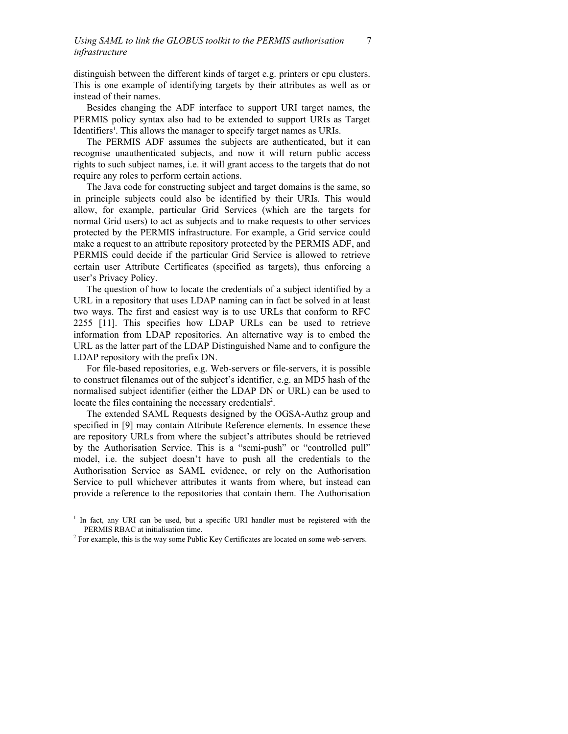distinguish between the different kinds of target e.g. printers or cpu clusters. This is one example of identifying targets by their attributes as well as or instead of their names.

Besides changing the ADF interface to support URI target names, the PERMIS policy syntax also had to be extended to support URIs as Target Identifiers[1]. This allows the manager to specify target names as URIs.

The PERMIS ADF assumes the subjects are authenticated, but it can recognise unauthenticated subjects, and now it will return public access rights to such subject names, i.e. it will grant access to the targets that do not require any roles to perform certain actions.

The Java code for constructing subject and target domains is the same, so in principle subjects could also be identified by their URIs. This would allow, for example, particular Grid Services (which are the targets for normal Grid users) to act as subjects and to make requests to other services protected by the PERMIS infrastructure. For example, a Grid service could make a request to an attribute repository protected by the PERMIS ADF, and PERMIS could decide if the particular Grid Service is allowed to retrieve certain user Attribute Certificates (specified as targets), thus enforcing a user's Privacy Policy.

The question of how to locate the credentials of a subject identified by a URL in a repository that uses LDAP naming can in fact be solved in at least two ways. The first and easiest way is to use URLs that conform to RFC 2255 [11]. This specifies how LDAP URLs can be used to retrieve information from LDAP repositories. An alternative way is to embed the URL as the latter part of the LDAP Distinguished Name and to configure the LDAP repository with the prefix DN.

For file-based repositories, e.g. Web-servers or file-servers, it is possible to construct filenames out of the subject's identifier, e.g. an MD5 hash of the normalised subject identifier (either the LDAP DN or URL) can be used to locate the files containing the necessary credentials[2].

The extended SAML Requests designed by the OGSA-Authz group and specified in [9] may contain Attribute Reference elements. In essence these are repository URLs from where the subject's attributes should be retrieved by the Authorisation Service. This is a "semi-push" or "controlled pull" model, i.e. the subject doesn't have to push all the credentials to the Authorisation Service as SAML evidence, or rely on the Authorisation Service to pull whichever attributes it wants from where, but instead can provide a reference to the repositories that contain them. The Authorisation

[1] In fact, any URI can be used, but a specific URI handler must be registered with the PERMIS RBAC at initialisation time.

[2] For example, this is the way some Public Key Certificates are located on some web-servers.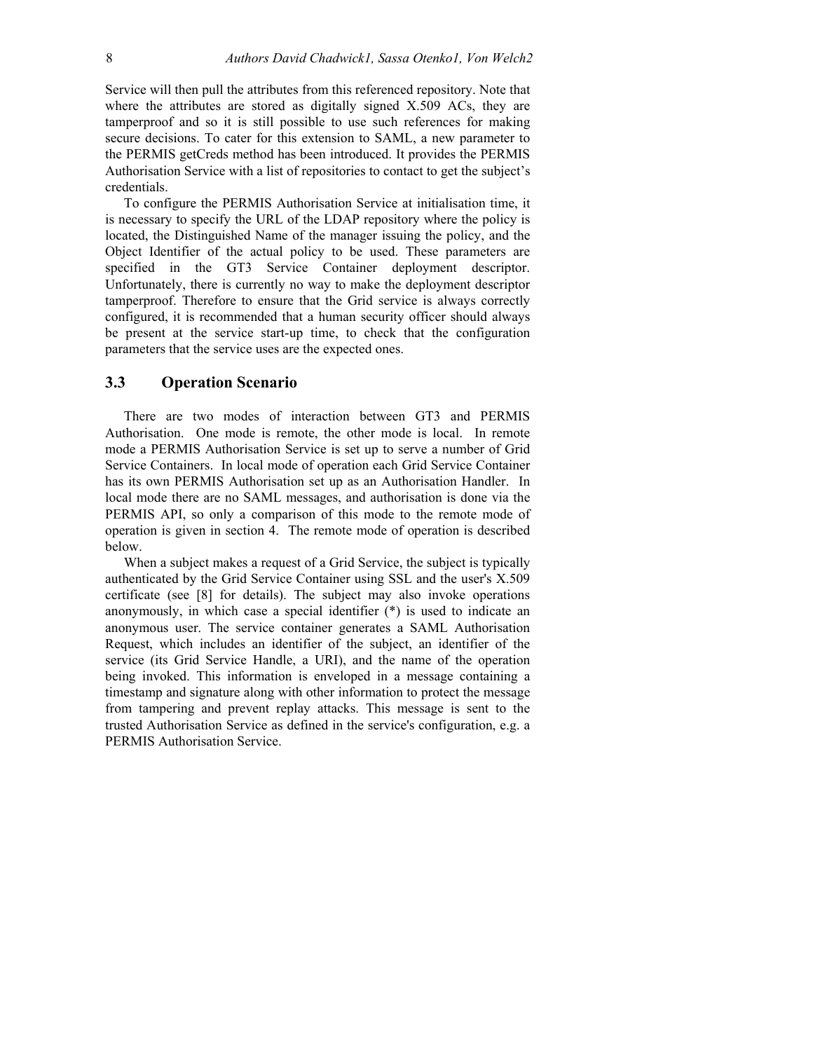Service will then pull the attributes from this referenced repository. Note that where the attributes are stored as digitally signed X.509 ACs, they are tamperproof and so it is still possible to use such references for making secure decisions. To cater for this extension to SAML, a new parameter to the PERMIS getCreds method has been introduced. It provides the PERMIS Authorisation Service with a list of repositories to contact to get the subject's credentials.

To configure the PERMIS Authorisation Service at initialisation time, it is necessary to specify the URL of the LDAP repository where the policy is located, the Distinguished Name of the manager issuing the policy, and the Object Identifier of the actual policy to be used. These parameters are specified in the GT3 Service Container deployment descriptor. Unfortunately, there is currently no way to make the deployment descriptor tamperproof. Therefore to ensure that the Grid service is always correctly configured, it is recommended that a human security officer should always be present at the service start-up time, to check that the configuration parameters that the service uses are the expected ones.

## 3.3 Operation Scenario

There are two modes of interaction between GT3 and PERMIS Authorisation. One mode is remote, the other mode is local. In remote mode a PERMIS Authorisation Service is set up to serve a number of Grid Service Containers. In local mode of operation each Grid Service Container has its own PERMIS Authorisation set up as an Authorisation Handler. In local mode there are no SAML messages, and authorisation is done via the PERMIS API, so only a comparison of this mode to the remote mode of operation is given in section 4. The remote mode of operation is described below.

When a subject makes a request of a Grid Service, the subject is typically authenticated by the Grid Service Container using SSL and the user's X.509 certificate (see [8] for details). The subject may also invoke operations anonymously, in which case a special identifier (*) is used to indicate an anonymous user. The service container generates a SAML Authorisation Request, which includes an identifier of the subject, an identifier of the service (its Grid Service Handle, a URI), and the name of the operation being invoked. This information is enveloped in a message containing a timestamp and signature along with other information to protect the message from tampering and prevent replay attacks. This message is sent to the trusted Authorisation Service as defined in the service's configuration, e.g. a PERMIS Authorisation Service.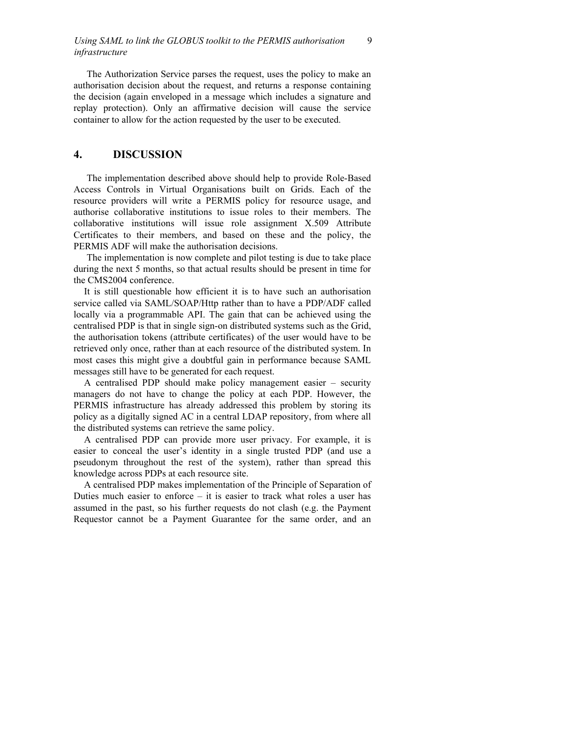The Authorization Service parses the request, uses the policy to make an authorisation decision about the request, and returns a response containing the decision (again enveloped in a message which includes a signature and replay protection). Only an affirmative decision will cause the service container to allow for the action requested by the user to be executed.

## 4. DISCUSSION

The implementation described above should help to provide Role-Based Access Controls in Virtual Organisations built on Grids. Each of the resource providers will write a PERMIS policy for resource usage, and authorise collaborative institutions to issue roles to their members. The collaborative institutions will issue role assignment X.509 Attribute Certificates to their members, and based on these and the policy, the PERMIS ADF will make the authorisation decisions.

The implementation is now complete and pilot testing is due to take place during the next 5 months, so that actual results should be present in time for the CMS2004 conference.

It is still questionable how efficient it is to have such an authorisation service called via SAML/SOAP/Http rather than to have a PDP/ADF called locally via a programmable API. The gain that can be achieved using the centralised PDP is that in single sign-on distributed systems such as the Grid, the authorisation tokens (attribute certificates) of the user would have to be retrieved only once, rather than at each resource of the distributed system. In most cases this might give a doubtful gain in performance because SAML messages still have to be generated for each request.

A centralised PDP should make policy management easier – security managers do not have to change the policy at each PDP. However, the PERMIS infrastructure has already addressed this problem by storing its policy as a digitally signed AC in a central LDAP repository, from where all the distributed systems can retrieve the same policy.

A centralised PDP can provide more user privacy. For example, it is easier to conceal the user's identity in a single trusted PDP (and use a pseudonym throughout the rest of the system), rather than spread this knowledge across PDPs at each resource site.

A centralised PDP makes implementation of the Principle of Separation of Duties much easier to enforce – it is easier to track what roles a user has assumed in the past, so his further requests do not clash (e.g. the Payment Requestor cannot be a Payment Guarantee for the same order, and an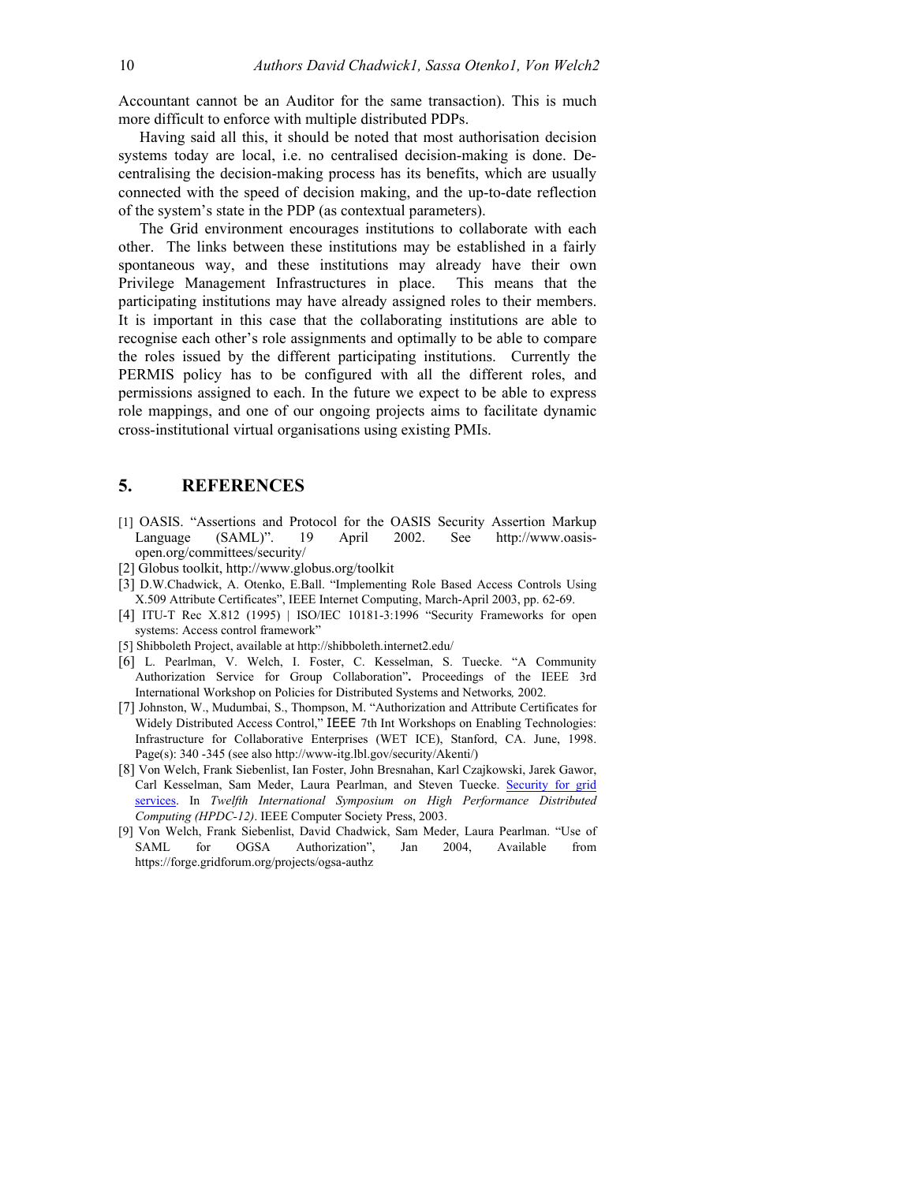Accountant cannot be an Auditor for the same transaction). This is much more difficult to enforce with multiple distributed PDPs.

Having said all this, it should be noted that most authorisation decision systems today are local, i.e. no centralised decision-making is done. Decentralising the decision-making process has its benefits, which are usually connected with the speed of decision making, and the up-to-date reflection of the system's state in the PDP (as contextual parameters).

The Grid environment encourages institutions to collaborate with each other. The links between these institutions may be established in a fairly spontaneous way, and these institutions may already have their own Privilege Management Infrastructures in place. This means that the participating institutions may have already assigned roles to their members. It is important in this case that the collaborating institutions are able to recognise each other's role assignments and optimally to be able to compare the roles issued by the different participating institutions. Currently the PERMIS policy has to be configured with all the different roles, and permissions assigned to each. In the future we expect to be able to express role mappings, and one of our ongoing projects aims to facilitate dynamic cross-institutional virtual organisations using existing PMIs.

## 5. REFERENCES

[1] OASIS. "Assertions and Protocol for the OASIS Security Assertion Markup Language (SAML)". 19 April 2002. See http://www.oasis-open.org/committees/security/

[2] Globus toolkit, http://www.globus.org/toolkit

[3] D.W.Chadwick, A. Otenko, E.Ball. "Implementing Role Based Access Controls Using X.509 Attribute Certificates", IEEE Internet Computing, March-April 2003, pp. 62-69.

[4] ITU-T Rec X.812 (1995) | ISO/IEC 10181-3:1996 "Security Frameworks for open systems: Access control framework"

[5] Shibboleth Project, available at http://shibboleth.internet2.edu/

[6] L. Pearlman, V. Welch, I. Foster, C. Kesselman, S. Tuecke. "A Community Authorization Service for Group Collaboration". Proceedings of the IEEE 3rd International Workshop on Policies for Distributed Systems and Networks*,* 2002.

[7] Johnston, W., Mudumbai, S., Thompson, M. "Authorization and Attribute Certificates for Widely Distributed Access Control," IEEE 7th Int Workshops on Enabling Technologies: Infrastructure for Collaborative Enterprises (WET ICE), Stanford, CA. June, 1998. Page(s): 340 -345 (see also http://www-itg.lbl.gov/security/Akenti/)

[8] Von Welch, Frank Siebenlist, Ian Foster, John Bresnahan, Karl Czajkowski, Jarek Gawor, Carl Kesselman, Sam Meder, Laura Pearlman, and Steven Tuecke. Security for grid services. In *Twelfth International Symposium on High Performance Distributed Computing (HPDC-12)*. IEEE Computer Society Press, 2003.

[9] Von Welch, Frank Siebenlist, David Chadwick, Sam Meder, Laura Pearlman. "Use of SAML for OGSA Authorization", Jan 2004, Available from https://forge.gridforum.org/projects/ogsa-authz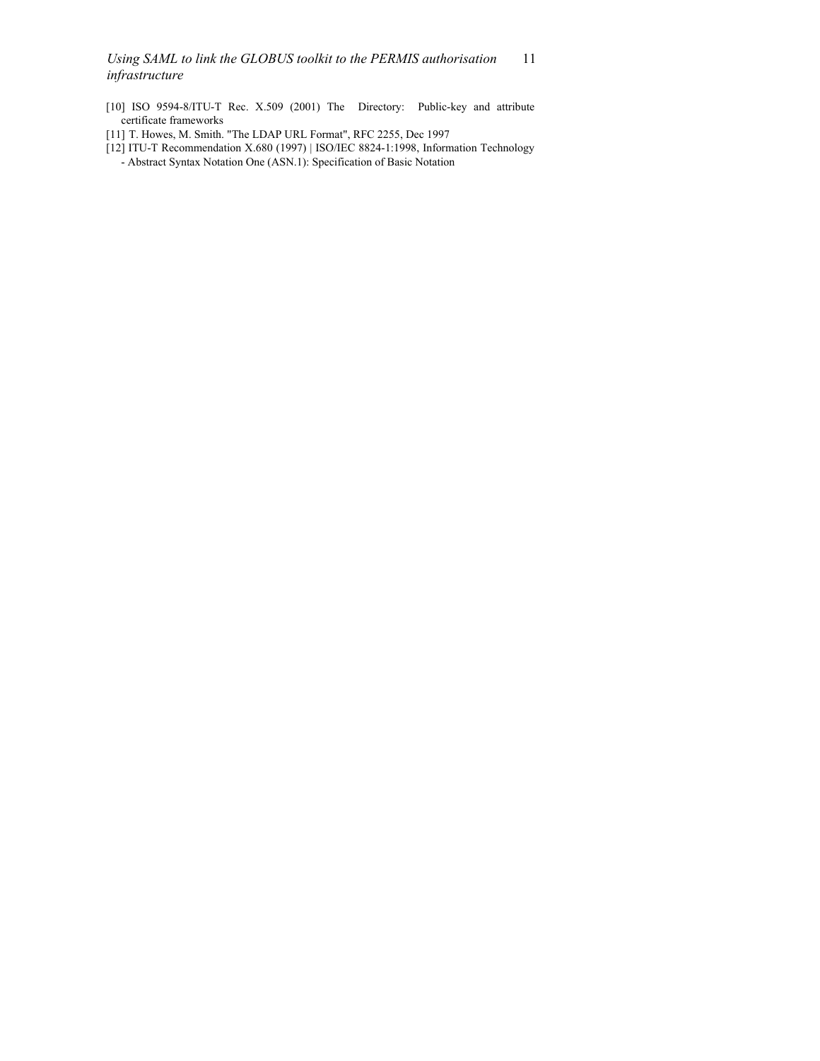[10] ISO 9594-8/ITU-T Rec. X.509 (2001) The Directory: Public-key and attribute certificate frameworks

[11] T. Howes, M. Smith. "The LDAP URL Format", RFC 2255, Dec 1997

[12] ITU-T Recommendation X.680 (1997) | ISO/IEC 8824-1:1998, Information Technology - Abstract Syntax Notation One (ASN.1): Specification of Basic Notation